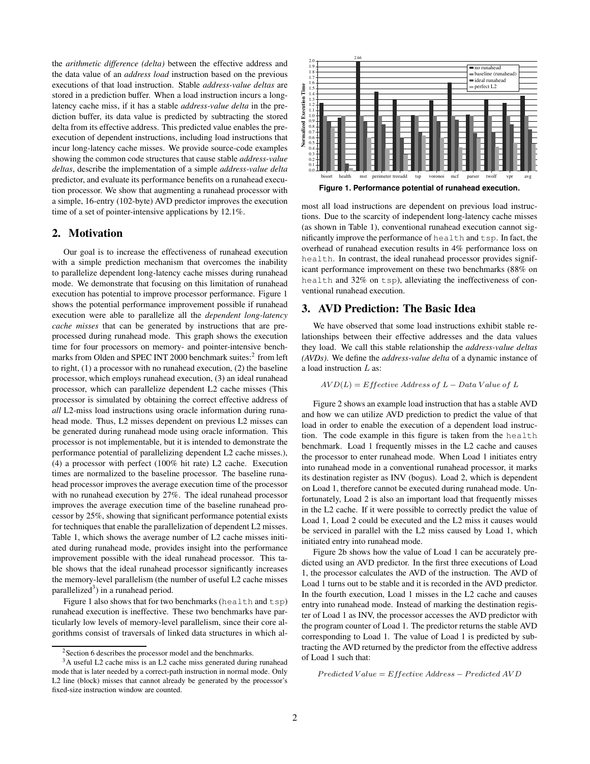the *arithmetic difference (delta)* between the effective address and the data value of an *address load* instruction based on the previous executions of that load instruction. Stable *address-value deltas* are stored in a prediction buffer. When a load instruction incurs a long-latency cache miss, if it has a stable *address-value delta* in the prediction buffer, its data value is predicted by subtracting the stored delta from its effective address. This predicted value enables the pre-execution of dependent instructions, including load instructions that incur long-latency cache misses. We provide source-code examples showing the common code structures that cause stable *address-value deltas*, describe the implementation of a simple *address-value delta* predictor, and evaluate its performance benefits on a runahead execution processor. We show that augmenting a runahead processor with a simple, 16-entry (102-byte) AVD predictor improves the execution time of a set of pointer-intensive applications by 12.1%.

## 2. Motivation

Our goal is to increase the effectiveness of runahead execution with a simple prediction mechanism that overcomes the inability to parallelize dependent long-latency cache misses during runahead mode. We demonstrate that focusing on this limitation of runahead execution has potential to improve processor performance. Figure 1 shows the potential performance improvement possible if runahead execution were able to parallelize all the *dependent long-latency cache misses* that can be generated by instructions that are pre-processed during runahead mode. This graph shows the execution time for four processors on memory- and pointer-intensive benchmarks from Olden and SPEC INT 2000 benchmark suites:[2] from left to right, (1) a processor with no runahead execution, (2) the baseline processor, which employs runahead execution, (3) an ideal runahead processor, which can parallelize dependent L2 cache misses (This processor is simulated by obtaining the correct effective address of *all* L2-miss load instructions using oracle information during runahead mode. Thus, L2 misses dependent on previous L2 misses can be generated during runahead mode using oracle information. This processor is not implementable, but it is intended to demonstrate the performance potential of parallelizing dependent L2 cache misses.), (4) a processor with perfect (100% hit rate) L2 cache. Execution times are normalized to the baseline processor. The baseline runahead processor improves the average execution time of the processor with no runahead execution by 27%. The ideal runahead processor improves the average execution time of the baseline runahead processor by 25%, showing that significant performance potential exists for techniques that enable the parallelization of dependent L2 misses. Table 1, which shows the average number of L2 cache misses initiated during runahead mode, provides insight into the performance improvement possible with the ideal runahead processor. This table shows that the ideal runahead processor significantly increases the memory-level parallelism (the number of useful L2 cache misses parallelized[3]) in a runahead period.

Figure 1 also shows that for two benchmarks (health and tsp) runahead execution is ineffective. These two benchmarks have particularly low levels of memory-level parallelism, since their core algorithms consist of traversals of linked data structures in which almost all load instructions are dependent on previous load instructions. Due to the scarcity of independent long-latency cache misses (as shown in Table 1), conventional runahead execution cannot significantly improve the performance of health and tsp. In fact, the overhead of runahead execution results in 4% performance loss on health. In contrast, the ideal runahead processor provides significant performance improvement on these two benchmarks (88% on health and 32% on tsp), alleviating the ineffectiveness of conventional runahead execution.

[2] Section 6 describes the processor model and the benchmarks.

[3] A useful L2 cache miss is an L2 cache miss generated during runahead mode that is later needed by a correct-path instruction in normal mode. Only L2 line (block) misses that cannot already be generated by the processor's fixed-size instruction window are counted.

**Figure 1. Performance potential of runahead execution.**

## 3. AVD Prediction: The Basic Idea

We have observed that some load instructions exhibit stable relationships between their effective addresses and the data values they load. We call this stable relationship the *address-value deltas (AVDs)*. We define the *address-value delta* of a dynamic instance of a load instruction $L$ as:

$$AVD(L) = Effective\ Address\ of\ L - Data\ Value\ of\ L$$

Figure 2 shows an example load instruction that has a stable AVD and how we can utilize AVD prediction to predict the value of that load in order to enable the execution of a dependent load instruction. The code example in this figure is taken from the health benchmark. Load 1 frequently misses in the L2 cache and causes the processor to enter runahead mode. When Load 1 initiates entry into runahead mode in a conventional runahead processor, it marks its destination register as INV (bogus). Load 2, which is dependent on Load 1, therefore cannot be executed during runahead mode. Unfortunately, Load 2 is also an important load that frequently misses in the L2 cache. If it were possible to correctly predict the value of Load 1, Load 2 could be executed and the L2 miss it causes would be serviced in parallel with the L2 miss caused by Load 1, which initiated entry into runahead mode.

Figure 2b shows how the value of Load 1 can be accurately predicted using an AVD predictor. In the first three executions of Load 1, the processor calculates the AVD of the instruction. The AVD of Load 1 turns out to be stable and it is recorded in the AVD predictor. In the fourth execution, Load 1 misses in the L2 cache and causes entry into runahead mode. Instead of marking the destination register of Load 1 as INV, the processor accesses the AVD predictor with the program counter of Load 1. The predictor returns the stable AVD corresponding to Load 1. The value of Load 1 is predicted by subtracting the AVD returned by the predictor from the effective address of Load 1 such that:

$$Predicted\ Value = Effective\ Address - Predicted\ AVD$$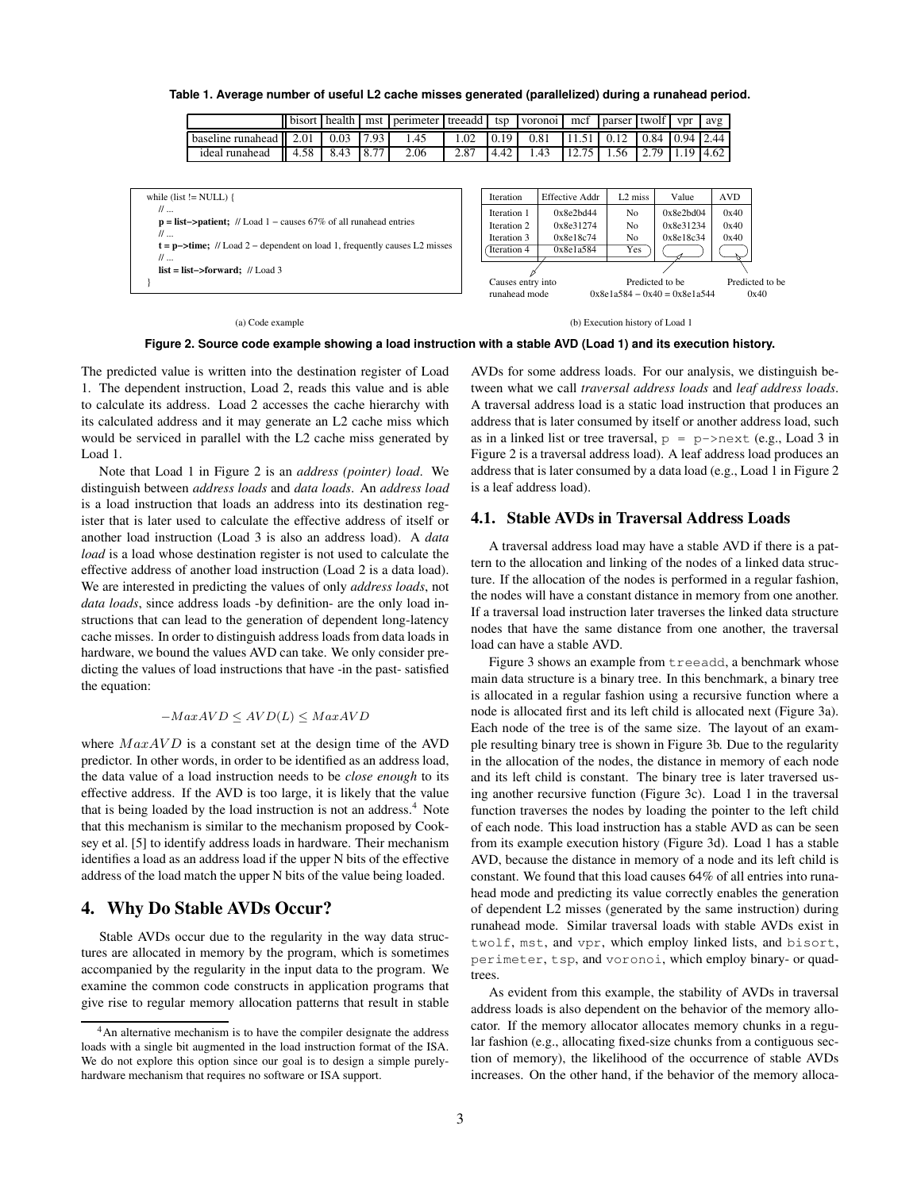**Table 1. Average number of useful L2 cache misses generated (parallelized) during a runahead period.**

| | bisort | health | mst | perimeter | treeadd | tsp | voronoi | mcf | parser | twolf | vpr | avg |
|---|---|---|---|---|---|---|---|---|---|---|---|---|
| baseline runahead | 2.01 | 0.03 | 7.93 | 1.45 | 1.02 | 0.19 | 0.81 | 11.51 | 0.12 | 0.84 | 0.94 | 2.44 |
| ideal runahead | 4.58 | 8.43 | 8.77 | 2.06 | 2.87 | 4.42 | 1.43 | 12.75 | 1.56 | 2.79 | 1.19 | 4.62 |

```
while (list != NULL) {
    // ...
    p = list->patient;  // Load 1 - causes 67% of all runahead entries
    // ...
    t = p->time;  // Load 2 - dependent on load 1, frequently causes L2 misses
    // ...
    list = list->forward;  // Load 3
}
```

(a) Code example

| Iteration | Effective Addr | L2 miss | Value | AVD |
|---|---|---|---|---|
| Iteration 1 | 0x8e2bd44 | No | 0x8e2bd04 | 0x40 |
| Iteration 2 | 0x8e31274 | No | 0x8e31234 | 0x40 |
| Iteration 3 | 0x8e18c74 | No | 0x8e18c34 | 0x40 |
| Iteration 4 | 0x8e1a584 | Yes | | |

Causes entry into runahead mode; Predicted to be 0x8e1a584 − 0x40 = 0x8e1a544; Predicted to be 0x40

(b) Execution history of Load 1

**Figure 2. Source code example showing a load instruction with a stable AVD (Load 1) and its execution history.**

The predicted value is written into the destination register of Load 1. The dependent instruction, Load 2, reads this value and is able to calculate its address. Load 2 accesses the cache hierarchy with its calculated address and it may generate an L2 cache miss which would be serviced in parallel with the L2 cache miss generated by Load 1.

Note that Load 1 in Figure 2 is an *address (pointer) load*. We distinguish between *address loads* and *data loads*. An *address load* is a load instruction that loads an address into its destination register that is later used to calculate the effective address of itself or another load instruction (Load 3 is also an address load). A *data load* is a load whose destination register is not used to calculate the effective address of another load instruction (Load 2 is a data load). We are interested in predicting the values of only *address loads*, not *data loads*, since address loads -by definition- are the only load instructions that can lead to the generation of dependent long-latency cache misses. In order to distinguish address loads from data loads in hardware, we bound the values AVD can take. We only consider predicting the values of load instructions that have -in the past- satisfied the equation:

$$-MaxAVD \leq AVD(L) \leq MaxAVD$$

where $MaxAVD$ is a constant set at the design time of the AVD predictor. In other words, in order to be identified as an address load, the data value of a load instruction needs to be *close enough* to its effective address. If the AVD is too large, it is likely that the value that is being loaded by the load instruction is not an address.[4] Note that this mechanism is similar to the mechanism proposed by Cooksey et al. [5] to identify address loads in hardware. Their mechanism identifies a load as an address load if the upper N bits of the effective address of the load match the upper N bits of the value being loaded.

## 4. Why Do Stable AVDs Occur?

Stable AVDs occur due to the regularity in the way data structures are allocated in memory by the program, which is sometimes accompanied by the regularity in the input data to the program. We examine the common code constructs in application programs that give rise to regular memory allocation patterns that result in stable AVDs for some address loads. For our analysis, we distinguish between what we call *traversal address loads* and *leaf address loads*. A traversal address load is a static load instruction that produces an address that is later consumed by itself or another address load, such as in a linked list or tree traversal, `p = p->next` (e.g., Load 3 in Figure 2 is a traversal address load). A leaf address load produces an address that is later consumed by a data load (e.g., Load 1 in Figure 2 is a leaf address load).

### 4.1. Stable AVDs in Traversal Address Loads

A traversal address load may have a stable AVD if there is a pattern to the allocation and linking of the nodes of a linked data structure. If the allocation of the nodes is performed in a regular fashion, the nodes will have a constant distance in memory from one another. If a traversal load instruction later traverses the linked data structure nodes that have the same distance from one another, the traversal load can have a stable AVD.

Figure 3 shows an example from `treeadd`, a benchmark whose main data structure is a binary tree. In this benchmark, a binary tree is allocated in a regular fashion using a recursive function where a node is allocated first and its left child is allocated next (Figure 3a). Each node of the tree is of the same size. The layout of an example resulting binary tree is shown in Figure 3b. Due to the regularity in the allocation of the nodes, the distance in memory of each node and its left child is constant. The binary tree is later traversed using another recursive function (Figure 3c). Load 1 in the traversal function traverses the nodes by loading the pointer to the left child of each node. This load instruction has a stable AVD as can be seen from its example execution history (Figure 3d). Load 1 has a stable AVD, because the distance in memory of a node and its left child is constant. We found that this load causes 64% of all entries into runahead mode and predicting its value correctly enables the generation of dependent L2 misses (generated by the same instruction) during runahead mode. Similar traversal loads with stable AVDs exist in `twolf`, `mst`, and `vpr`, which employ linked lists, and `bisort`, `perimeter`, `tsp`, and `voronoi`, which employ binary- or quad-trees.

As evident from this example, the stability of AVDs in traversal address loads is also dependent on the behavior of the memory allocator. If the memory allocator allocates memory chunks in a regular fashion (e.g., allocating fixed-size chunks from a contiguous section of memory), the likelihood of the occurrence of stable AVDs increases. On the other hand, if the behavior of the memory alloca-

[4] An alternative mechanism is to have the compiler designate the address loads with a single bit augmented in the load instruction format of the ISA. We do not explore this option since our goal is to design a simple purely-hardware mechanism that requires no software or ISA support.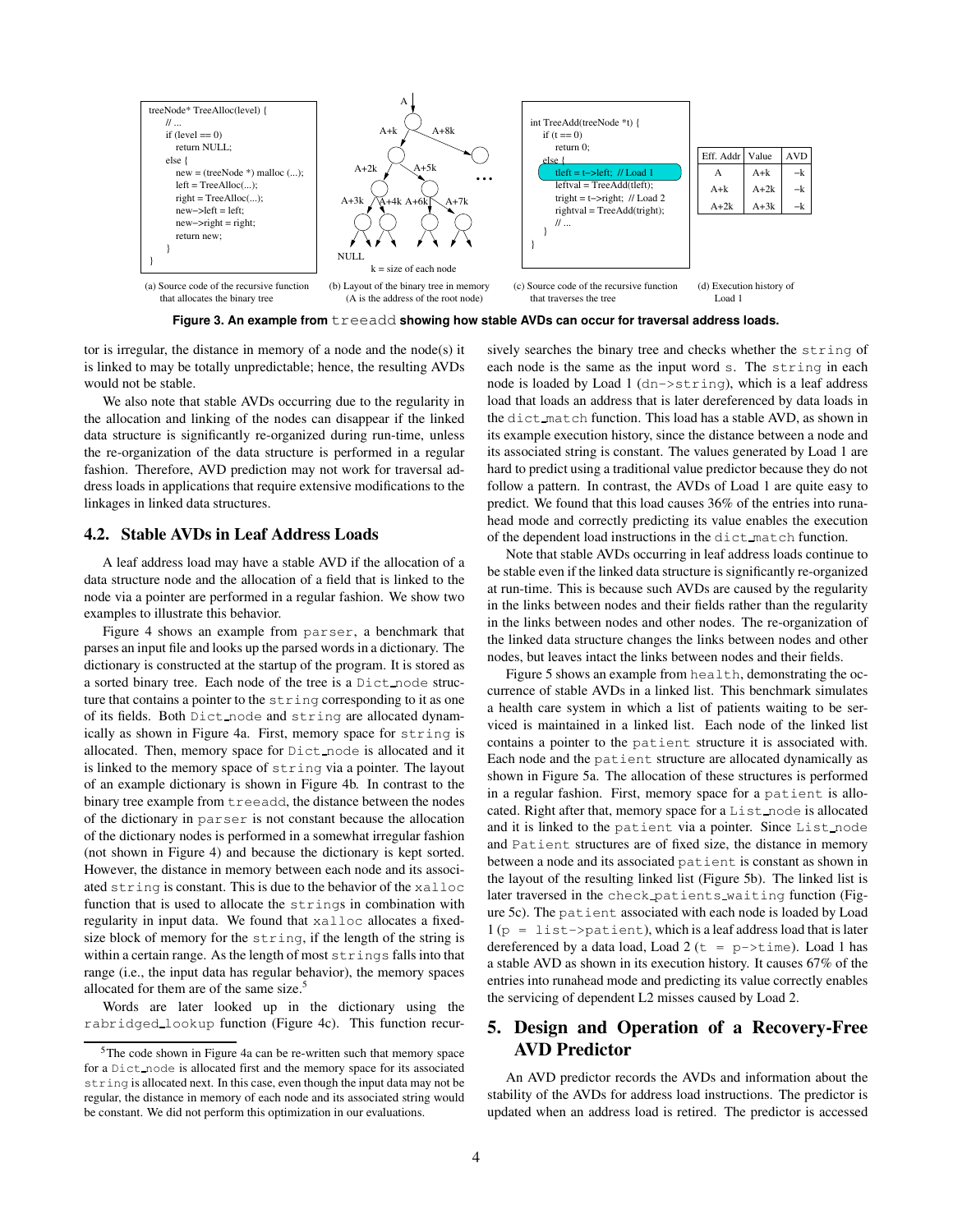```
treeNode* TreeAlloc(level) {
    // ...
    if (level == 0)
        return NULL;
    else {
        new = (treeNode *) malloc (...);
        left = TreeAlloc(...);
        right = TreeAlloc(...);
        new->left = left;
        new->right = right;
        return new;
    }
}
```

(a) Source code of the recursive function that allocates the binary tree

(b) Layout of the binary tree in memory (A is the address of the root node)

```
int TreeAdd(treeNode *t) {
    if (t == 0)
        return 0;
    else {
        tleft = t->left;  // Load 1
        leftval = TreeAdd(tleft);
        tright = t->right;  // Load 2
        rightval = TreeAdd(tright);
        // ...
    }
}
```

(c) Source code of the recursive function that traverses the tree

| Eff. Addr | Value | AVD |
|---|---|---|
| A | A+k | −k |
| A+k | A+2k | −k |
| A+2k | A+3k | −k |

(d) Execution history of Load 1

**Figure 3. An example from treeadd showing how stable AVDs can occur for traversal address loads.**

tor is irregular, the distance in memory of a node and the node(s) it is linked to may be totally unpredictable; hence, the resulting AVDs would not be stable.

We also note that stable AVDs occurring due to the regularity in the allocation and linking of the nodes can disappear if the linked data structure is significantly re-organized during run-time, unless the re-organization of the data structure is performed in a regular fashion. Therefore, AVD prediction may not work for traversal address loads in applications that require extensive modifications to the linkages in linked data structures.

## 4.2. Stable AVDs in Leaf Address Loads

A leaf address load may have a stable AVD if the allocation of a data structure node and the allocation of a field that is linked to the node via a pointer are performed in a regular fashion. We show two examples to illustrate this behavior.

Figure 4 shows an example from parser, a benchmark that parses an input file and looks up the parsed words in a dictionary. The dictionary is constructed at the startup of the program. It is stored as a sorted binary tree. Each node of the tree is a Dict_node structure that contains a pointer to the string corresponding to it as one of its fields. Both Dict_node and string are allocated dynamically as shown in Figure 4a. First, memory space for string is allocated. Then, memory space for Dict_node is allocated and it is linked to the memory space of string via a pointer. The layout of an example dictionary is shown in Figure 4b. In contrast to the binary tree example from treeadd, the distance between the nodes of the dictionary in parser is not constant because the allocation of the dictionary nodes is performed in a somewhat irregular fashion (not shown in Figure 4) and because the dictionary is kept sorted. However, the distance in memory between each node and its associated string is constant. This is due to the behavior of the xalloc function that is used to allocate the strings in combination with regularity in input data. We found that xalloc allocates a fixed-size block of memory for the string, if the length of the string is within a certain range. As the length of most strings falls into that range (i.e., the input data has regular behavior), the memory spaces allocated for them are of the same size.[5]

Words are later looked up in the dictionary using the rabridged_lookup function (Figure 4c). This function recursively searches the binary tree and checks whether the string of each node is the same as the input word s. The string in each node is loaded by Load 1 (dn->string), which is a leaf address load that loads an address that is later dereferenced by data loads in the dict_match function. This load has a stable AVD, as shown in its example execution history, since the distance between a node and its associated string is constant. The values generated by Load 1 are hard to predict using a traditional value predictor because they do not follow a pattern. In contrast, the AVDs of Load 1 are quite easy to predict. We found that this load causes 36% of the entries into runahead mode and correctly predicting its value enables the execution of the dependent load instructions in the dict_match function.

Note that stable AVDs occurring in leaf address loads continue to be stable even if the linked data structure is significantly re-organized at run-time. This is because such AVDs are caused by the regularity in the links between nodes and their fields rather than the regularity in the links between nodes and other nodes. The re-organization of the linked data structure changes the links between nodes and other nodes, but leaves intact the links between nodes and their fields.

Figure 5 shows an example from health, demonstrating the occurrence of stable AVDs in a linked list. This benchmark simulates a health care system in which a list of patients waiting to be serviced is maintained in a linked list. Each node of the linked list contains a pointer to the patient structure it is associated with. Each node and the patient structure are allocated dynamically as shown in Figure 5a. The allocation of these structures is performed in a regular fashion. First, memory space for a patient is allocated. Right after that, memory space for a List_node is allocated and it is linked to the patient via a pointer. Since List_node and Patient structures are of fixed size, the distance in memory between a node and its associated patient is constant as shown in the layout of the resulting linked list (Figure 5b). The linked list is later traversed in the check_patients_waiting function (Figure 5c). The patient associated with each node is loaded by Load 1 (p = list->patient), which is a leaf address load that is later dereferenced by a data load, Load 2 (t = p->time). Load 1 has a stable AVD as shown in its execution history. It causes 67% of the entries into runahead mode and predicting its value correctly enables the servicing of dependent L2 misses caused by Load 2.

# 5. Design and Operation of a Recovery-Free AVD Predictor

An AVD predictor records the AVDs and information about the stability of the AVDs for address load instructions. The predictor is updated when an address load is retired. The predictor is accessed

[5] The code shown in Figure 4a can be re-written such that memory space for a Dict_node is allocated first and the memory space for its associated string is allocated next. In this case, even though the input data may not be regular, the distance in memory of each node and its associated string would be constant. We did not perform this optimization in our evaluations.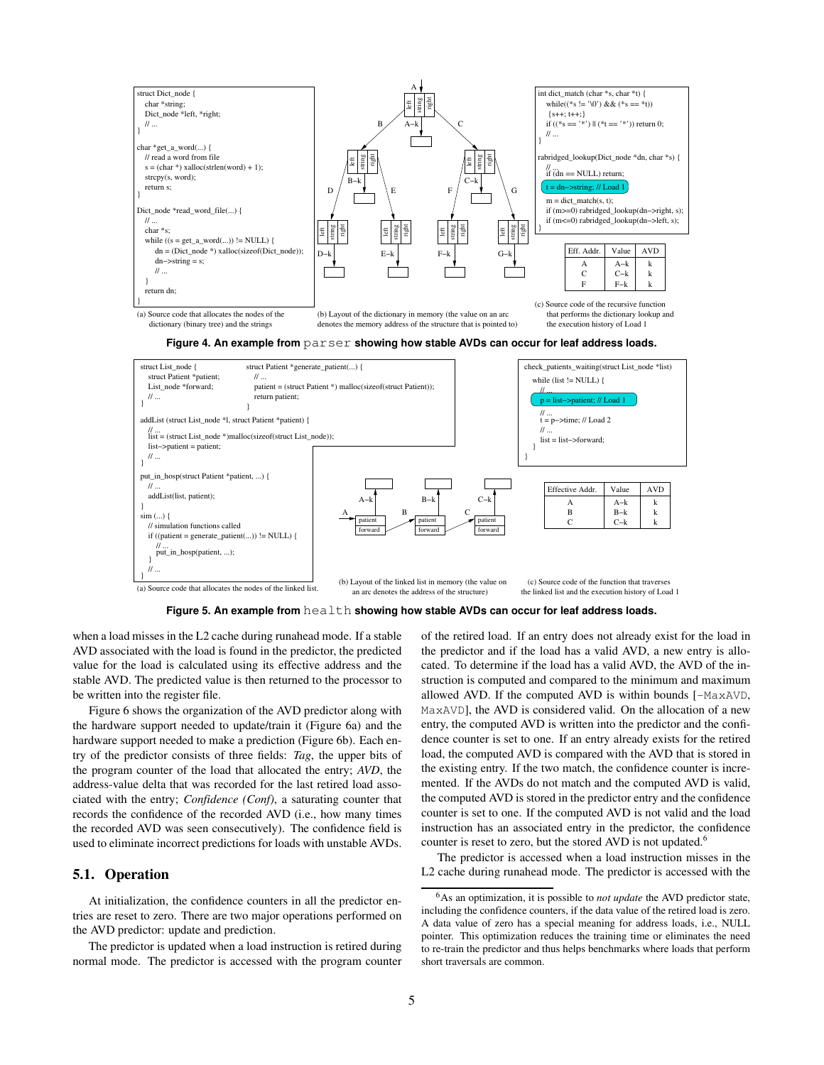```
struct Dict_node {
  char *string;
  Dict_node *left, *right;
  // ...
}

char *get_a_word(...) {
  // read a word from file
  s = (char *) xalloc(strlen(word) + 1);
  strcpy(s, word);
  return s;
}

Dict_node *read_word_file(...) {
  // ...
  char *s;
  while ((s = get_a_word(...)) != NULL) {
    dn = (Dict_node *) xalloc(sizeof(Dict_node));
    dn->string = s;
    // ...
  }
  return dn;
}
```

(a) Source code that allocates the nodes of the dictionary (binary tree) and the strings

A
left string right
A−k
B C
left string right
left string right
B−k C−k
D E F G
left string right
left string right
left string right
left string right
D−k E−k F−k G−k

(b) Layout of the dictionary in memory (the value on an arc denotes the memory address of the structure that is pointed to)

```
int dict_match (char *s, char *t) {
  while((*s != '\0') && (*s == *t))
    {s++; t++;}
  if ((*s == '*') || (*t == '*')) return 0;
  // ...
}

rabridged_lookup(Dict_node *dn, char *s) {
  // ...
  if (dn == NULL) return;
  t = dn->string; // Load 1
  m = dict_match(s, t);
  if (m>=0) rabridged_lookup(dn->right, s);
  if (m<=0) rabridged_lookup(dn->left, s);
}
```

| Eff. Addr. | Value | AVD |
|---|---|---|
| A | A−k | k |
| C | C−k | k |
| F | F−k | k |

(c) Source code of the recursive function that performs the dictionary lookup and the execution history of Load 1

**Figure 4. An example from parser showing how stable AVDs can occur for leaf address loads.**

```
struct List_node {
  struct Patient *patient;
  List_node *forward;
  // ...
}

struct Patient *generate_patient(...) {
  // ...
  patient = (struct Patient *) malloc(sizeof(struct Patient));
  return patient;
}

addList (struct List_node *l, struct Patient *patient) {
  // ...
  list = (struct List_node *)malloc(sizeof(struct List_node));
  list->patient = patient;
  // ...
}

put_in_hosp(struct Patient *patient, ...) {
  // ...
  addList(list, patient);
}

sim (...) {
  // simulation functions called
  if ((patient = generate_patient(...)) != NULL) {
    // ...
    put_in_hosp(patient, ...);
  }
  // ...
}
```

(a) Source code that allocates the nodes of the linked list.

A−k B−k C−k
A B C
patient forward
patient forward
patient forward

(b) Layout of the linked list in memory (the value on an arc denotes the address of the structure)

```
check_patients_waiting(struct List_node *list)
  while (list != NULL) {
    // ...
    p = list->patient; // Load 1
    // ...
    t = p->time; // Load 2
    // ...
    list = list->forward;
  }
}
```

| Effective Addr. | Value | AVD |
|---|---|---|
| A | A−k | k |
| B | B−k | k |
| C | C−k | k |

(c) Source code of the function that traverses the linked list and the execution history of Load 1

**Figure 5. An example from health showing how stable AVDs can occur for leaf address loads.**

when a load misses in the L2 cache during runahead mode. If a stable AVD associated with the load is found in the predictor, the predicted value for the load is calculated using its effective address and the stable AVD. The predicted value is then returned to the processor to be written into the register file.

Figure 6 shows the organization of the AVD predictor along with the hardware support needed to update/train it (Figure 6a) and the hardware support needed to make a prediction (Figure 6b). Each entry of the predictor consists of three fields: *Tag*, the upper bits of the program counter of the load that allocated the entry; *AVD*, the address-value delta that was recorded for the last retired load associated with the entry; *Confidence (Conf)*, a saturating counter that records the confidence of the recorded AVD (i.e., how many times the recorded AVD was seen consecutively). The confidence field is used to eliminate incorrect predictions for loads with unstable AVDs.

## 5.1. Operation

At initialization, the confidence counters in all the predictor entries are reset to zero. There are two major operations performed on the AVD predictor: update and prediction.

The predictor is updated when a load instruction is retired during normal mode. The predictor is accessed with the program counter of the retired load. If an entry does not already exist for the load in the predictor and if the load has a valid AVD, a new entry is allocated. To determine if the load has a valid AVD, the AVD of the instruction is computed and compared to the minimum and maximum allowed AVD. If the computed AVD is within bounds [−MaxAVD, MaxAVD], the AVD is considered valid. On the allocation of a new entry, the computed AVD is written into the predictor and the confidence counter is set to one. If an entry already exists for the retired load, the computed AVD is compared with the AVD that is stored in the existing entry. If the two match, the confidence counter is incremented. If the AVDs do not match and the computed AVD is valid, the computed AVD is stored in the predictor entry and the confidence counter is set to one. If the computed AVD is not valid and the load instruction has an associated entry in the predictor, the confidence counter is reset to zero, but the stored AVD is not updated.[6]

The predictor is accessed when a load instruction misses in the L2 cache during runahead mode. The predictor is accessed with the

[6] As an optimization, it is possible to *not update* the AVD predictor state, including the confidence counters, if the data value of the retired load is zero. A data value of zero has a special meaning for address loads, i.e., NULL pointer. This optimization reduces the training time or eliminates the need to re-train the predictor and thus helps benchmarks where loads that perform short traversals are common.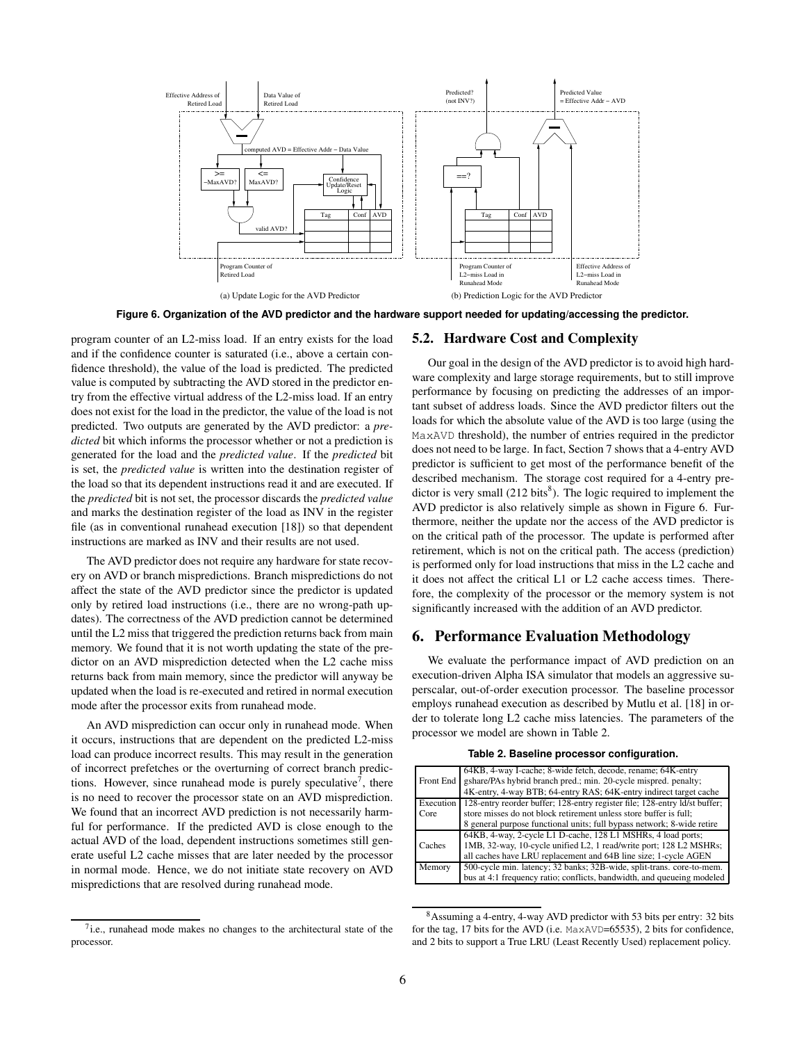Figure 6. Organization of the AVD predictor and the hardware support needed for updating/accessing the predictor.

(a) Update Logic for the AVD Predictor

(b) Prediction Logic for the AVD Predictor

program counter of an L2-miss load. If an entry exists for the load and if the confidence counter is saturated (i.e., above a certain confidence threshold), the value of the load is predicted. The predicted value is computed by subtracting the AVD stored in the predictor entry from the effective virtual address of the L2-miss load. If an entry does not exist for the load in the predictor, the value of the load is not predicted. Two outputs are generated by the AVD predictor: a *predicted* bit which informs the processor whether or not a prediction is generated for the load and the *predicted value*. If the *predicted* bit is set, the *predicted value* is written into the destination register of the load so that its dependent instructions read it and are executed. If the *predicted* bit is not set, the processor discards the *predicted value* and marks the destination register of the load as INV in the register file (as in conventional runahead execution [18]) so that dependent instructions are marked as INV and their results are not used.

The AVD predictor does not require any hardware for state recovery on AVD or branch mispredictions. Branch mispredictions do not affect the state of the AVD predictor since the predictor is updated only by retired load instructions (i.e., there are no wrong-path updates). The correctness of the AVD prediction cannot be determined until the L2 miss that triggered the prediction returns back from main memory. We found that it is not worth updating the state of the predictor on an AVD misprediction detected when the L2 cache miss returns back from main memory, since the predictor will anyway be updated when the load is re-executed and retired in normal execution mode after the processor exits from runahead mode.

An AVD misprediction can occur only in runahead mode. When it occurs, instructions that are dependent on the predicted L2-miss load can produce incorrect results. This may result in the generation of incorrect prefetches or the overturning of correct branch predictions. However, since runahead mode is purely speculative[7], there is no need to recover the processor state on an AVD misprediction. We found that an incorrect AVD prediction is not necessarily harmful for performance. If the predicted AVD is close enough to the actual AVD of the load, dependent instructions sometimes still generate useful L2 cache misses that are later needed by the processor in normal mode. Hence, we do not initiate state recovery on AVD mispredictions that are resolved during runahead mode.

## 5.2. Hardware Cost and Complexity

Our goal in the design of the AVD predictor is to avoid high hardware complexity and large storage requirements, but to still improve performance by focusing on predicting the addresses of an important subset of address loads. Since the AVD predictor filters out the loads for which the absolute value of the AVD is too large (using the MaxAVD threshold), the number of entries required in the predictor does not need to be large. In fact, Section 7 shows that a 4-entry AVD predictor is sufficient to get most of the performance benefit of the described mechanism. The storage cost required for a 4-entry predictor is very small (212 bits[8]). The logic required to implement the AVD predictor is also relatively simple as shown in Figure 6. Furthermore, neither the update nor the access of the AVD predictor is on the critical path of the processor. The update is performed after retirement, which is not on the critical path. The access (prediction) is performed only for load instructions that miss in the L2 cache and it does not affect the critical L1 or L2 cache access times. Therefore, the complexity of the processor or the memory system is not significantly increased with the addition of an AVD predictor.

# 6. Performance Evaluation Methodology

We evaluate the performance impact of AVD prediction on an execution-driven Alpha ISA simulator that models an aggressive superscalar, out-of-order execution processor. The baseline processor employs runahead execution as described by Mutlu et al. [18] in order to tolerate long L2 cache miss latencies. The parameters of the processor we model are shown in Table 2.

**Table 2. Baseline processor configuration.**

| | |
|---|---|
| Front End | 64KB, 4-way I-cache; 8-wide fetch, decode, rename; 64K-entry gshare/PAs hybrid branch pred.; min. 20-cycle mispred. penalty; 4K-entry, 4-way BTB; 64-entry RAS; 64K-entry indirect target cache |
| Execution Core | 128-entry reorder buffer; 128-entry register file; 128-entry ld/st buffer; store misses do not block retirement unless store buffer is full; 8 general purpose functional units; full bypass network; 8-wide retire |
| Caches | 64KB, 4-way, 2-cycle L1 D-cache, 128 L1 MSHRs, 4 load ports; 1MB, 32-way, 10-cycle unified L2, 1 read/write port; 128 L2 MSHRs; all caches have LRU replacement and 64B line size; 1-cycle AGEN |
| Memory | 500-cycle min. latency; 32 banks; 32B-wide, split-trans. core-to-mem. bus at 4:1 frequency ratio; conflicts, bandwidth, and queueing modeled |

[7] i.e., runahead mode makes no changes to the architectural state of the processor.

[8] Assuming a 4-entry, 4-way AVD predictor with 53 bits per entry: 32 bits for the tag, 17 bits for the AVD (i.e. MaxAVD=65535), 2 bits for confidence, and 2 bits to support a True LRU (Least Recently Used) replacement policy.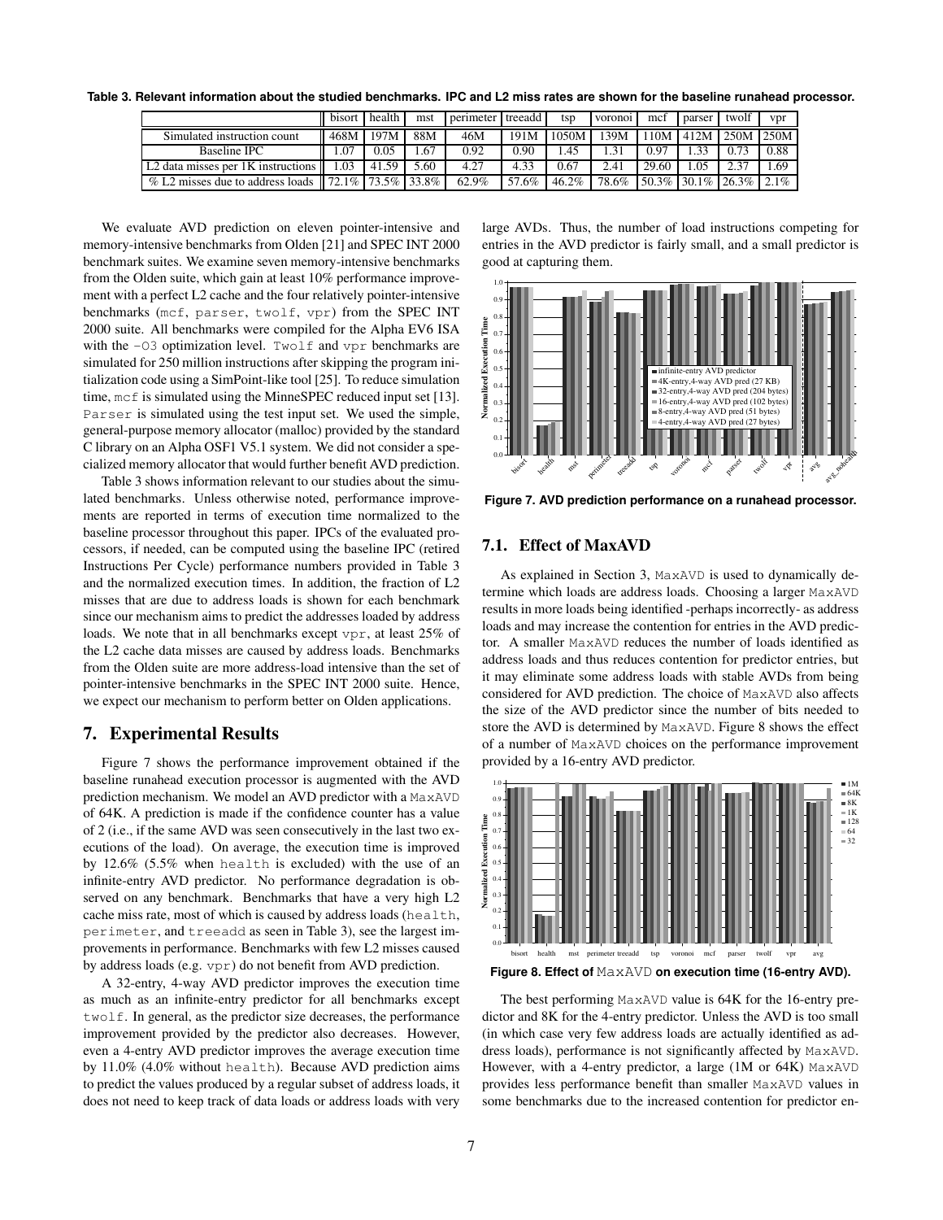**Table 3. Relevant information about the studied benchmarks. IPC and L2 miss rates are shown for the baseline runahead processor.**

| | bisort | health | mst | perimeter | treeadd | tsp | voronoi | mcf | parser | twolf | vpr |
|---|---|---|---|---|---|---|---|---|---|---|---|
| Simulated instruction count | 468M | 197M | 88M | 46M | 191M | 1050M | 139M | 110M | 412M | 250M | 250M |
| Baseline IPC | 1.07 | 0.05 | 1.67 | 0.92 | 0.90 | 1.45 | 1.31 | 0.97 | 1.33 | 0.73 | 0.88 |
| L2 data misses per 1K instructions | 1.03 | 41.59 | 5.60 | 4.27 | 4.33 | 0.67 | 2.41 | 29.60 | 1.05 | 2.37 | 1.69 |
| % L2 misses due to address loads | 72.1% | 73.5% | 33.8% | 62.9% | 57.6% | 46.2% | 78.6% | 50.3% | 30.1% | 26.3% | 2.1% |

We evaluate AVD prediction on eleven pointer-intensive and memory-intensive benchmarks from Olden [21] and SPEC INT 2000 benchmark suites. We examine seven memory-intensive benchmarks from the Olden suite, which gain at least 10% performance improvement with a perfect L2 cache and the four relatively pointer-intensive benchmarks (mcf, parser, twolf, vpr) from the SPEC INT 2000 suite. All benchmarks were compiled for the Alpha EV6 ISA with the -O3 optimization level. Twolf and vpr benchmarks are simulated for 250 million instructions after skipping the program initialization code using a SimPoint-like tool [25]. To reduce simulation time, mcf is simulated using the MinneSPEC reduced input set [13]. Parser is simulated using the test input set. We used the simple, general-purpose memory allocator (malloc) provided by the standard C library on an Alpha OSF1 V5.1 system. We did not consider a specialized memory allocator that would further benefit AVD prediction.

Table 3 shows information relevant to our studies about the simulated benchmarks. Unless otherwise noted, performance improvements are reported in terms of execution time normalized to the baseline processor throughout this paper. IPCs of the evaluated processors, if needed, can be computed using the baseline IPC (retired Instructions Per Cycle) performance numbers provided in Table 3 and the normalized execution times. In addition, the fraction of L2 misses that are due to address loads is shown for each benchmark since our mechanism aims to predict the addresses loaded by address loads. We note that in all benchmarks except vpr, at least 25% of the L2 cache data misses are caused by address loads. Benchmarks from the Olden suite are more address-load intensive than the set of pointer-intensive benchmarks in the SPEC INT 2000 suite. Hence, we expect our mechanism to perform better on Olden applications.

## 7. Experimental Results

Figure 7 shows the performance improvement obtained if the baseline runahead execution processor is augmented with the AVD prediction mechanism. We model an AVD predictor with a MaxAVD of 64K. A prediction is made if the confidence counter has a value of 2 (i.e., if the same AVD was seen consecutively in the last two executions of the load). On average, the execution time is improved by 12.6% (5.5% when health is excluded) with the use of an infinite-entry AVD predictor. No performance degradation is observed on any benchmark. Benchmarks that have a very high L2 cache miss rate, most of which is caused by address loads (health, perimeter, and treeadd as seen in Table 3), see the largest improvements in performance. Benchmarks with few L2 misses caused by address loads (e.g. vpr) do not benefit from AVD prediction.

A 32-entry, 4-way AVD predictor improves the execution time as much as an infinite-entry predictor for all benchmarks except twolf. In general, as the predictor size decreases, the performance improvement provided by the predictor also decreases. However, even a 4-entry AVD predictor improves the average execution time by 11.0% (4.0% without health). Because AVD prediction aims to predict the values produced by a regular subset of address loads, it does not need to keep track of data loads or address loads with very large AVDs. Thus, the number of load instructions competing for entries in the AVD predictor is fairly small, and a small predictor is good at capturing them.

**Figure 7. AVD prediction performance on a runahead processor.**

### 7.1. Effect of MaxAVD

As explained in Section 3, MaxAVD is used to dynamically determine which loads are address loads. Choosing a larger MaxAVD results in more loads being identified -perhaps incorrectly- as address loads and may increase the contention for entries in the AVD predictor. A smaller MaxAVD reduces the number of loads identified as address loads and thus reduces contention for predictor entries, but it may eliminate some address loads with stable AVDs from being considered for AVD prediction. The choice of MaxAVD also affects the size of the AVD predictor since the number of bits needed to store the AVD is determined by MaxAVD. Figure 8 shows the effect of a number of MaxAVD choices on the performance improvement provided by a 16-entry AVD predictor.

**Figure 8. Effect of MaxAVD on execution time (16-entry AVD).**

The best performing MaxAVD value is 64K for the 16-entry predictor and 8K for the 4-entry predictor. Unless the AVD is too small (in which case very few address loads are actually identified as address loads), performance is not significantly affected by MaxAVD. However, with a 4-entry predictor, a large (1M or 64K) MaxAVD provides less performance benefit than smaller MaxAVD values in some benchmarks due to the increased contention for predictor en-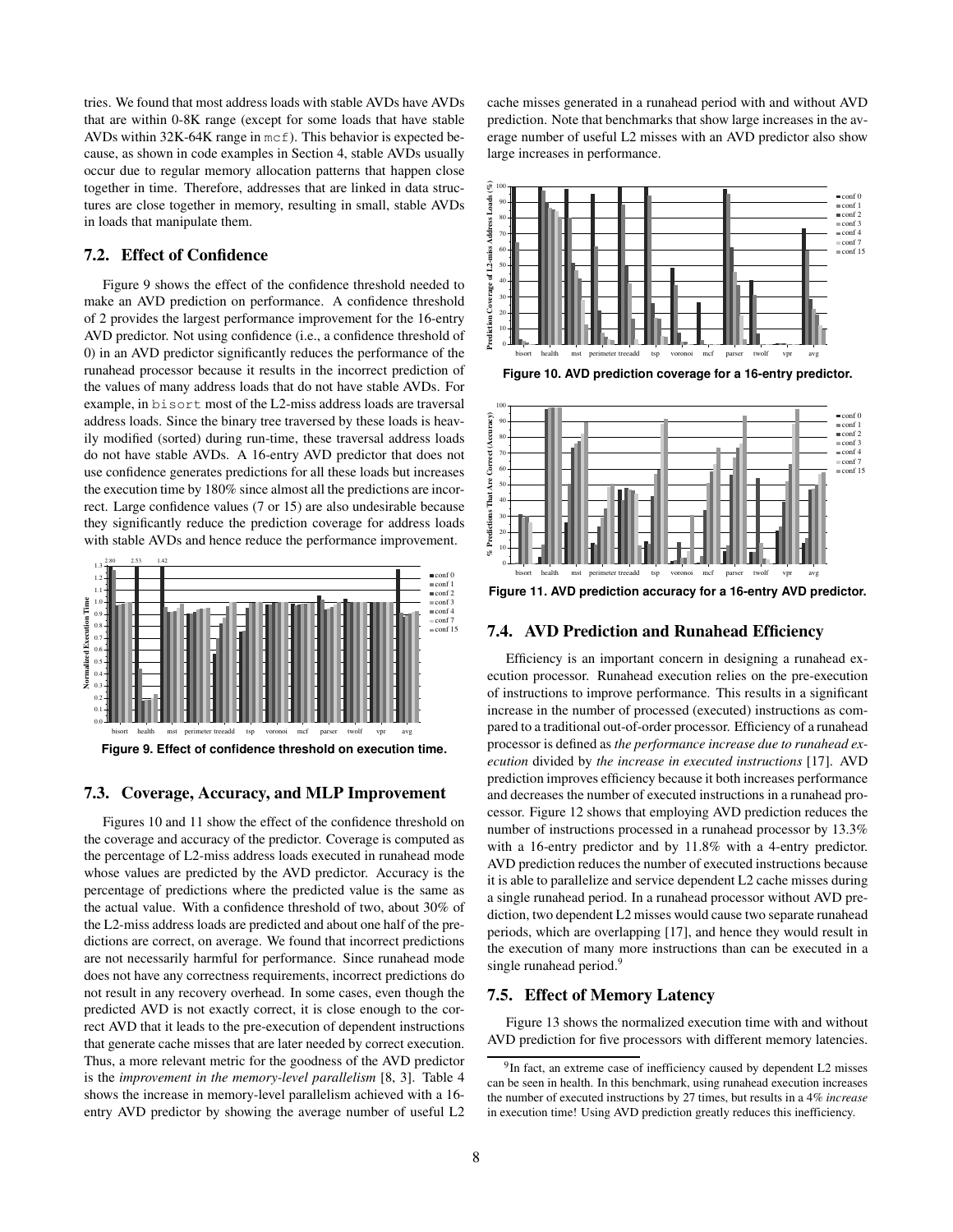tries. We found that most address loads with stable AVDs have AVDs that are within 0-8K range (except for some loads that have stable AVDs within 32K-64K range in mcf). This behavior is expected because, as shown in code examples in Section 4, stable AVDs usually occur due to regular memory allocation patterns that happen close together in time. Therefore, addresses that are linked in data structures are close together in memory, resulting in small, stable AVDs in loads that manipulate them.

### 7.2. Effect of Confidence

Figure 9 shows the effect of the confidence threshold needed to make an AVD prediction on performance. A confidence threshold of 2 provides the largest performance improvement for the 16-entry AVD predictor. Not using confidence (i.e., a confidence threshold of 0) in an AVD predictor significantly reduces the performance of the runahead processor because it results in the incorrect prediction of the values of many address loads that do not have stable AVDs. For example, in bisort most of the L2-miss address loads are traversal address loads. Since the binary tree traversed by these loads is heavily modified (sorted) during run-time, these traversal address loads do not have stable AVDs. A 16-entry AVD predictor that does not use confidence generates predictions for all these loads but increases the execution time by 180% since almost all the predictions are incorrect. Large confidence values (7 or 15) are also undesirable because they significantly reduce the prediction coverage for address loads with stable AVDs and hence reduce the performance improvement.

**Figure 9. Effect of confidence threshold on execution time.**

### 7.3. Coverage, Accuracy, and MLP Improvement

Figures 10 and 11 show the effect of the confidence threshold on the coverage and accuracy of the predictor. Coverage is computed as the percentage of L2-miss address loads executed in runahead mode whose values are predicted by the AVD predictor. Accuracy is the percentage of predictions where the predicted value is the same as the actual value. With a confidence threshold of two, about 30% of the L2-miss address loads are predicted and about one half of the predictions are correct, on average. We found that incorrect predictions are not necessarily harmful for performance. Since runahead mode does not have any correctness requirements, incorrect predictions do not result in any recovery overhead. In some cases, even though the predicted AVD is not exactly correct, it is close enough to the correct AVD that it leads to the pre-execution of dependent instructions that generate cache misses that are later needed by correct execution. Thus, a more relevant metric for the goodness of the AVD predictor is the *improvement in the memory-level parallelism* [8, 3]. Table 4 shows the increase in memory-level parallelism achieved with a 16-entry AVD predictor by showing the average number of useful L2 cache misses generated in a runahead period with and without AVD prediction. Note that benchmarks that show large increases in the average number of useful L2 misses with an AVD predictor also show large increases in performance.

**Figure 10. AVD prediction coverage for a 16-entry predictor.**

**Figure 11. AVD prediction accuracy for a 16-entry AVD predictor.**

### 7.4. AVD Prediction and Runahead Efficiency

Efficiency is an important concern in designing a runahead execution processor. Runahead execution relies on the pre-execution of instructions to improve performance. This results in a significant increase in the number of processed (executed) instructions as compared to a traditional out-of-order processor. Efficiency of a runahead processor is defined as *the performance increase due to runahead execution* divided by *the increase in executed instructions* [17]. AVD prediction improves efficiency because it both increases performance and decreases the number of executed instructions in a runahead processor. Figure 12 shows that employing AVD prediction reduces the number of instructions processed in a runahead processor by 13.3% with a 16-entry predictor and by 11.8% with a 4-entry predictor. AVD prediction reduces the number of executed instructions because it is able to parallelize and service dependent L2 cache misses during a single runahead period. In a runahead processor without AVD prediction, two dependent L2 misses would cause two separate runahead periods, which are overlapping [17], and hence they would result in the execution of many more instructions than can be executed in a single runahead period.[9]

### 7.5. Effect of Memory Latency

Figure 13 shows the normalized execution time with and without AVD prediction for five processors with different memory latencies.

[9] In fact, an extreme case of inefficiency caused by dependent L2 misses can be seen in health. In this benchmark, using runahead execution increases the number of executed instructions by 27 times, but results in a 4% *increase* in execution time! Using AVD prediction greatly reduces this inefficiency.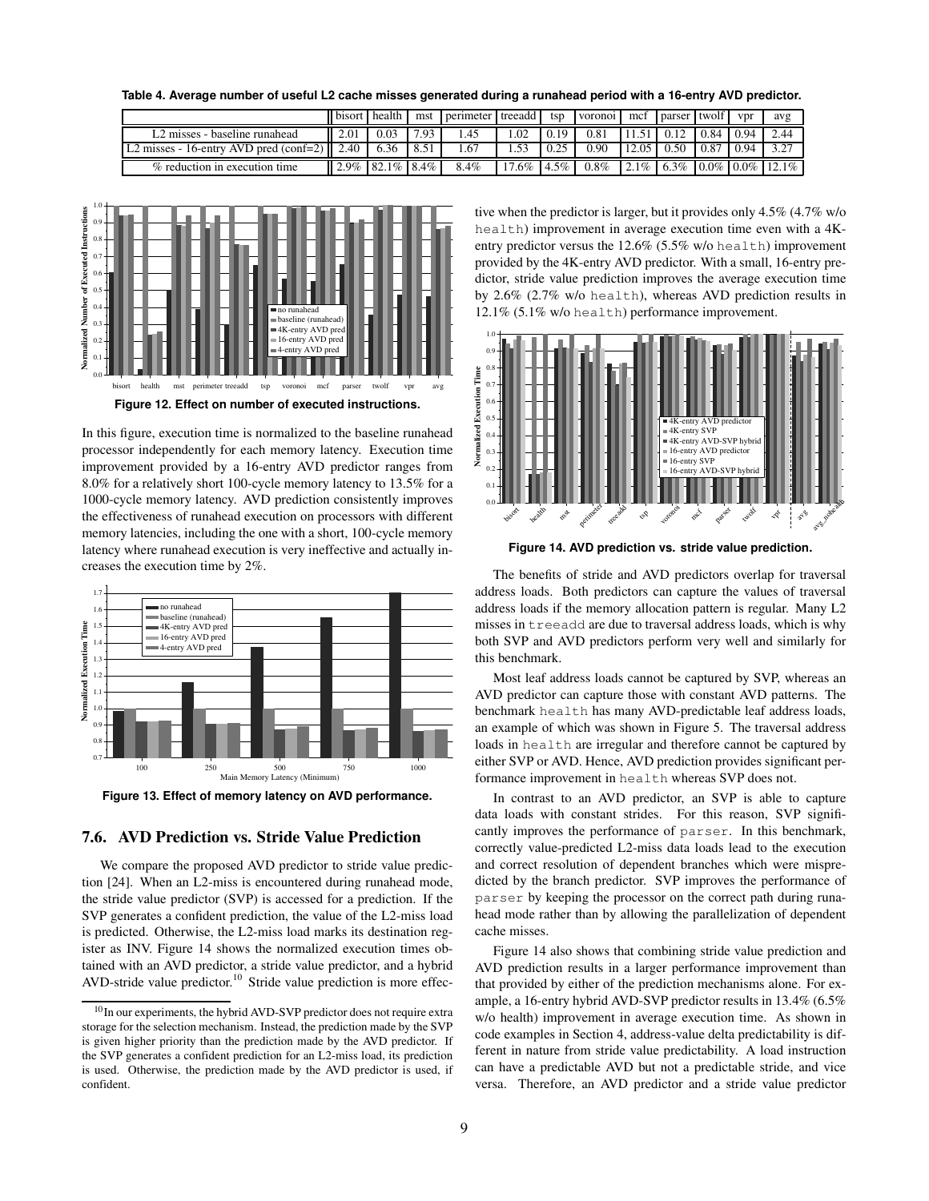**Table 4. Average number of useful L2 cache misses generated during a runahead period with a 16-entry AVD predictor.**

| | bisort | health | mst | perimeter | treeadd | tsp | voronoi | mcf | parser | twolf | vpr | avg |
|---|---|---|---|---|---|---|---|---|---|---|---|---|
| L2 misses - baseline runahead | 2.01 | 0.03 | 7.93 | 1.45 | 1.02 | 0.19 | 0.81 | 11.51 | 0.12 | 0.84 | 0.94 | 2.44 |
| L2 misses - 16-entry AVD pred (conf=2) | 2.40 | 6.36 | 8.51 | 1.67 | 1.53 | 0.25 | 0.90 | 12.05 | 0.50 | 0.87 | 0.94 | 3.27 |
| % reduction in execution time | 2.9% | 82.1% | 8.4% | 8.4% | 17.6% | 4.5% | 0.8% | 2.1% | 6.3% | 0.0% | 0.0% | 12.1% |

**Figure 12. Effect on number of executed instructions.**

In this figure, execution time is normalized to the baseline runahead processor independently for each memory latency. Execution time improvement provided by a 16-entry AVD predictor ranges from 8.0% for a relatively short 100-cycle memory latency to 13.5% for a 1000-cycle memory latency. AVD prediction consistently improves the effectiveness of runahead execution on processors with different memory latencies, including the one with a short, 100-cycle memory latency where runahead execution is very ineffective and actually increases the execution time by 2%.

**Figure 13. Effect of memory latency on AVD performance.**

## 7.6. AVD Prediction vs. Stride Value Prediction

We compare the proposed AVD predictor to stride value prediction [24]. When an L2-miss is encountered during runahead mode, the stride value predictor (SVP) is accessed for a prediction. If the SVP generates a confident prediction, the value of the L2-miss load is predicted. Otherwise, the L2-miss load marks its destination register as INV. Figure 14 shows the normalized execution times obtained with an AVD predictor, a stride value predictor, and a hybrid AVD-stride value predictor.[10] Stride value prediction is more effective when the predictor is larger, but it provides only 4.5% (4.7% w/o health) improvement in average execution time even with a 4K-entry predictor versus the 12.6% (5.5% w/o health) improvement provided by the 4K-entry AVD predictor. With a small, 16-entry predictor, stride value prediction improves the average execution time by 2.6% (2.7% w/o health), whereas AVD prediction results in 12.1% (5.1% w/o health) performance improvement.

**Figure 14. AVD prediction vs. stride value prediction.**

The benefits of stride and AVD predictors overlap for traversal address loads. Both predictors can capture the values of traversal address loads if the memory allocation pattern is regular. Many L2 misses in treeadd are due to traversal address loads, which is why both SVP and AVD predictors perform very well and similarly for this benchmark.

Most leaf address loads cannot be captured by SVP, whereas an AVD predictor can capture those with constant AVD patterns. The benchmark health has many AVD-predictable leaf address loads, an example of which was shown in Figure 5. The traversal address loads in health are irregular and therefore cannot be captured by either SVP or AVD. Hence, AVD prediction provides significant performance improvement in health whereas SVP does not.

In contrast to an AVD predictor, an SVP is able to capture data loads with constant strides. For this reason, SVP significantly improves the performance of parser. In this benchmark, correctly value-predicted L2-miss data loads lead to the execution and correct resolution of dependent branches which were mispredicted by the branch predictor. SVP improves the performance of parser by keeping the processor on the correct path during runahead mode rather than by allowing the parallelization of dependent cache misses.

Figure 14 also shows that combining stride value prediction and AVD prediction results in a larger performance improvement than that provided by either of the prediction mechanisms alone. For example, a 16-entry hybrid AVD-SVP predictor results in 13.4% (6.5% w/o health) improvement in average execution time. As shown in code examples in Section 4, address-value delta predictability is different in nature from stride value predictability. A load instruction can have a predictable AVD but not a predictable stride, and vice versa. Therefore, an AVD predictor and a stride value predictor

[10] In our experiments, the hybrid AVD-SVP predictor does not require extra storage for the selection mechanism. Instead, the prediction made by the SVP is given higher priority than the prediction made by the AVD predictor. If the SVP generates a confident prediction for an L2-miss load, its prediction is used. Otherwise, the prediction made by the AVD predictor is used, if confident.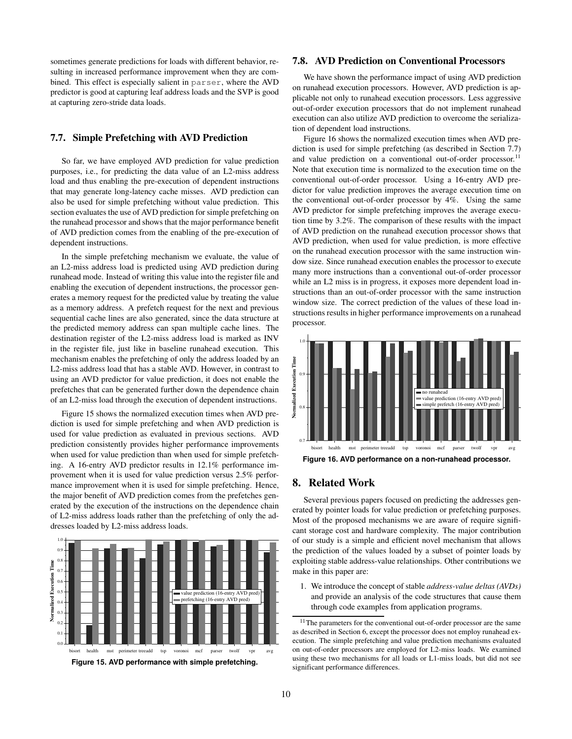sometimes generate predictions for loads with different behavior, resulting in increased performance improvement when they are combined. This effect is especially salient in parser, where the AVD predictor is good at capturing leaf address loads and the SVP is good at capturing zero-stride data loads.

### 7.7. Simple Prefetching with AVD Prediction

So far, we have employed AVD prediction for value prediction purposes, i.e., for predicting the data value of an L2-miss address load and thus enabling the pre-execution of dependent instructions that may generate long-latency cache misses. AVD prediction can also be used for simple prefetching without value prediction. This section evaluates the use of AVD prediction for simple prefetching on the runahead processor and shows that the major performance benefit of AVD prediction comes from the enabling of the pre-execution of dependent instructions.

In the simple prefetching mechanism we evaluate, the value of an L2-miss address load is predicted using AVD prediction during runahead mode. Instead of writing this value into the register file and enabling the execution of dependent instructions, the processor generates a memory request for the predicted value by treating the value as a memory address. A prefetch request for the next and previous sequential cache lines are also generated, since the data structure at the predicted memory address can span multiple cache lines. The destination register of the L2-miss address load is marked as INV in the register file, just like in baseline runahead execution. This mechanism enables the prefetching of only the address loaded by an L2-miss address load that has a stable AVD. However, in contrast to using an AVD predictor for value prediction, it does not enable the prefetches that can be generated further down the dependence chain of an L2-miss load through the execution of dependent instructions.

Figure 15 shows the normalized execution times when AVD prediction is used for simple prefetching and when AVD prediction is used for value prediction as evaluated in previous sections. AVD prediction consistently provides higher performance improvements when used for value prediction than when used for simple prefetching. A 16-entry AVD predictor results in 12.1% performance improvement when it is used for value prediction versus 2.5% performance improvement when it is used for simple prefetching. Hence, the major benefit of AVD prediction comes from the prefetches generated by the execution of the instructions on the dependence chain of L2-miss address loads rather than the prefetching of only the addresses loaded by L2-miss address loads.

**Figure 15. AVD performance with simple prefetching.**

### 7.8. AVD Prediction on Conventional Processors

We have shown the performance impact of using AVD prediction on runahead execution processors. However, AVD prediction is applicable not only to runahead execution processors. Less aggressive out-of-order execution processors that do not implement runahead execution can also utilize AVD prediction to overcome the serialization of dependent load instructions.

Figure 16 shows the normalized execution times when AVD prediction is used for simple prefetching (as described in Section 7.7) and value prediction on a conventional out-of-order processor.[11] Note that execution time is normalized to the execution time on the conventional out-of-order processor. Using a 16-entry AVD predictor for value prediction improves the average execution time on the conventional out-of-order processor by 4%. Using the same AVD predictor for simple prefetching improves the average execution time by 3.2%. The comparison of these results with the impact of AVD prediction on the runahead execution processor shows that AVD prediction, when used for value prediction, is more effective on the runahead execution processor with the same instruction window size. Since runahead execution enables the processor to execute many more instructions than a conventional out-of-order processor while an L2 miss is in progress, it exposes more dependent load instructions than an out-of-order processor with the same instruction window size. The correct prediction of the values of these load instructions results in higher performance improvements on a runahead processor.

**Figure 16. AVD performance on a non-runahead processor.**

## 8. Related Work

Several previous papers focused on predicting the addresses generated by pointer loads for value prediction or prefetching purposes. Most of the proposed mechanisms we are aware of require significant storage cost and hardware complexity. The major contribution of our study is a simple and efficient novel mechanism that allows the prediction of the values loaded by a subset of pointer loads by exploiting stable address-value relationships. Other contributions we make in this paper are:

1. We introduce the concept of stable *address-value deltas (AVDs)* and provide an analysis of the code structures that cause them through code examples from application programs.

[11] The parameters for the conventional out-of-order processor are the same as described in Section 6, except the processor does not employ runahead execution. The simple prefetching and value prediction mechanisms evaluated on out-of-order processors are employed for L2-miss loads. We examined using these two mechanisms for all loads or L1-miss loads, but did not see significant performance differences.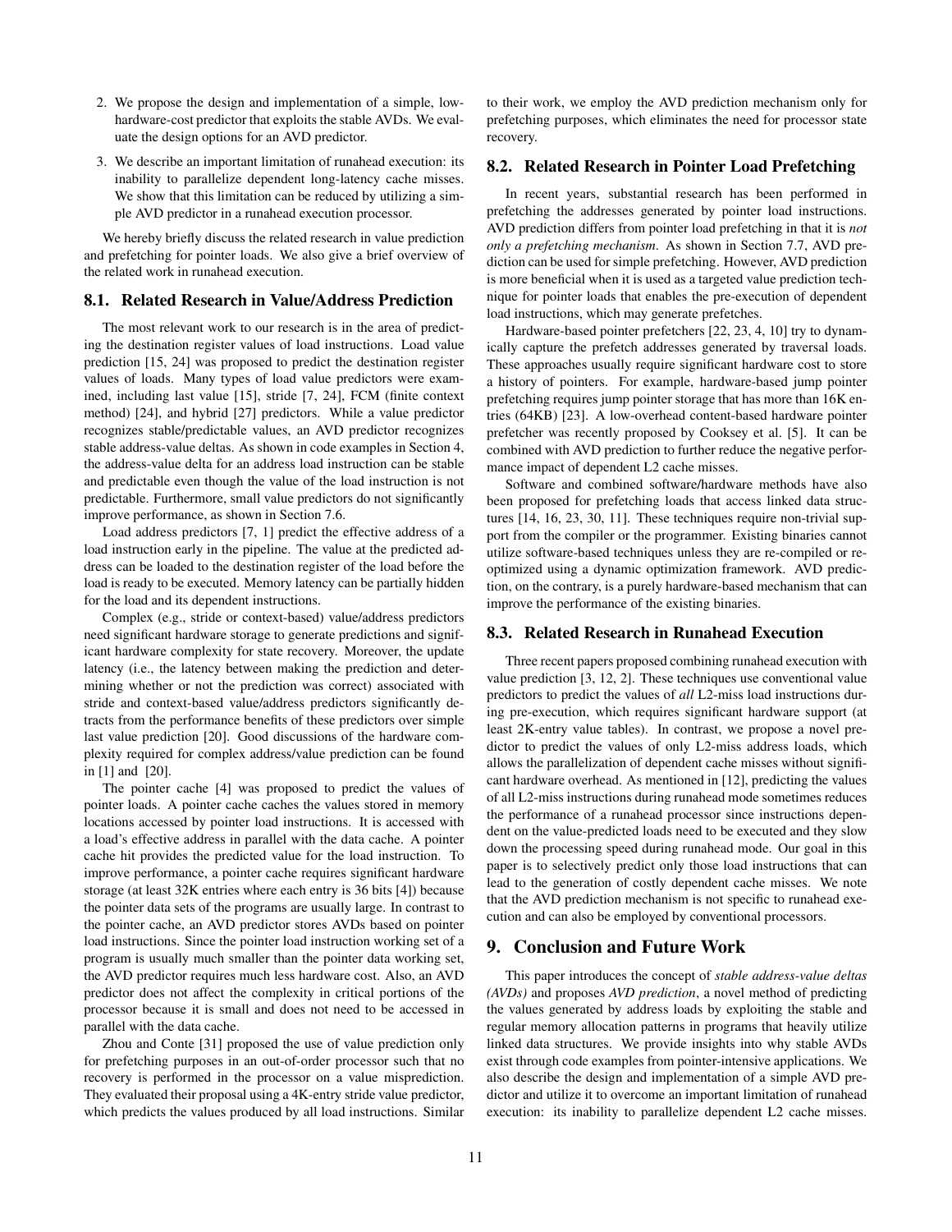2. We propose the design and implementation of a simple, low-hardware-cost predictor that exploits the stable AVDs. We evaluate the design options for an AVD predictor.

3. We describe an important limitation of runahead execution: its inability to parallelize dependent long-latency cache misses. We show that this limitation can be reduced by utilizing a simple AVD predictor in a runahead execution processor.

We hereby briefly discuss the related research in value prediction and prefetching for pointer loads. We also give a brief overview of the related work in runahead execution.

## 8.1. Related Research in Value/Address Prediction

The most relevant work to our research is in the area of predicting the destination register values of load instructions. Load value prediction [15, 24] was proposed to predict the destination register values of loads. Many types of load value predictors were examined, including last value [15], stride [7, 24], FCM (finite context method) [24], and hybrid [27] predictors. While a value predictor recognizes stable/predictable values, an AVD predictor recognizes stable address-value deltas. As shown in code examples in Section 4, the address-value delta for an address load instruction can be stable and predictable even though the value of the load instruction is not predictable. Furthermore, small value predictors do not significantly improve performance, as shown in Section 7.6.

Load address predictors [7, 1] predict the effective address of a load instruction early in the pipeline. The value at the predicted address can be loaded to the destination register of the load before the load is ready to be executed. Memory latency can be partially hidden for the load and its dependent instructions.

Complex (e.g., stride or context-based) value/address predictors need significant hardware storage to generate predictions and significant hardware complexity for state recovery. Moreover, the update latency (i.e., the latency between making the prediction and determining whether or not the prediction was correct) associated with stride and context-based value/address predictors significantly detracts from the performance benefits of these predictors over simple last value prediction [20]. Good discussions of the hardware complexity required for complex address/value prediction can be found in [1] and [20].

The pointer cache [4] was proposed to predict the values of pointer loads. A pointer cache caches the values stored in memory locations accessed by pointer load instructions. It is accessed with a load's effective address in parallel with the data cache. A pointer cache hit provides the predicted value for the load instruction. To improve performance, a pointer cache requires significant hardware storage (at least 32K entries where each entry is 36 bits [4]) because the pointer data sets of the programs are usually large. In contrast to the pointer cache, an AVD predictor stores AVDs based on pointer load instructions. Since the pointer load instruction working set of a program is usually much smaller than the pointer data working set, the AVD predictor requires much less hardware cost. Also, an AVD predictor does not affect the complexity in critical portions of the processor because it is small and does not need to be accessed in parallel with the data cache.

Zhou and Conte [31] proposed the use of value prediction only for prefetching purposes in an out-of-order processor such that no recovery is performed in the processor on a value misprediction. They evaluated their proposal using a 4K-entry stride value predictor, which predicts the values produced by all load instructions. Similar to their work, we employ the AVD prediction mechanism only for prefetching purposes, which eliminates the need for processor state recovery.

## 8.2. Related Research in Pointer Load Prefetching

In recent years, substantial research has been performed in prefetching the addresses generated by pointer load instructions. AVD prediction differs from pointer load prefetching in that it is *not only a prefetching mechanism*. As shown in Section 7.7, AVD prediction can be used for simple prefetching. However, AVD prediction is more beneficial when it is used as a targeted value prediction technique for pointer loads that enables the pre-execution of dependent load instructions, which may generate prefetches.

Hardware-based pointer prefetchers [22, 23, 4, 10] try to dynamically capture the prefetch addresses generated by traversal loads. These approaches usually require significant hardware cost to store a history of pointers. For example, hardware-based jump pointer prefetching requires jump pointer storage that has more than 16K entries (64KB) [23]. A low-overhead content-based hardware pointer prefetcher was recently proposed by Cooksey et al. [5]. It can be combined with AVD prediction to further reduce the negative performance impact of dependent L2 cache misses.

Software and combined software/hardware methods have also been proposed for prefetching loads that access linked data structures [14, 16, 23, 30, 11]. These techniques require non-trivial support from the compiler or the programmer. Existing binaries cannot utilize software-based techniques unless they are re-compiled or re-optimized using a dynamic optimization framework. AVD prediction, on the contrary, is a purely hardware-based mechanism that can improve the performance of the existing binaries.

## 8.3. Related Research in Runahead Execution

Three recent papers proposed combining runahead execution with value prediction [3, 12, 2]. These techniques use conventional value predictors to predict the values of *all* L2-miss load instructions during pre-execution, which requires significant hardware support (at least 2K-entry value tables). In contrast, we propose a novel predictor to predict the values of only L2-miss address loads, which allows the parallelization of dependent cache misses without significant hardware overhead. As mentioned in [12], predicting the values of all L2-miss instructions during runahead mode sometimes reduces the performance of a runahead processor since instructions dependent on the value-predicted loads need to be executed and they slow down the processing speed during runahead mode. Our goal in this paper is to selectively predict only those load instructions that can lead to the generation of costly dependent cache misses. We note that the AVD prediction mechanism is not specific to runahead execution and can also be employed by conventional processors.

# 9. Conclusion and Future Work

This paper introduces the concept of *stable address-value deltas (AVDs)* and proposes *AVD prediction*, a novel method of predicting the values generated by address loads by exploiting the stable and regular memory allocation patterns in programs that heavily utilize linked data structures. We provide insights into why stable AVDs exist through code examples from pointer-intensive applications. We also describe the design and implementation of a simple AVD predictor and utilize it to overcome an important limitation of runahead execution: its inability to parallelize dependent L2 cache misses.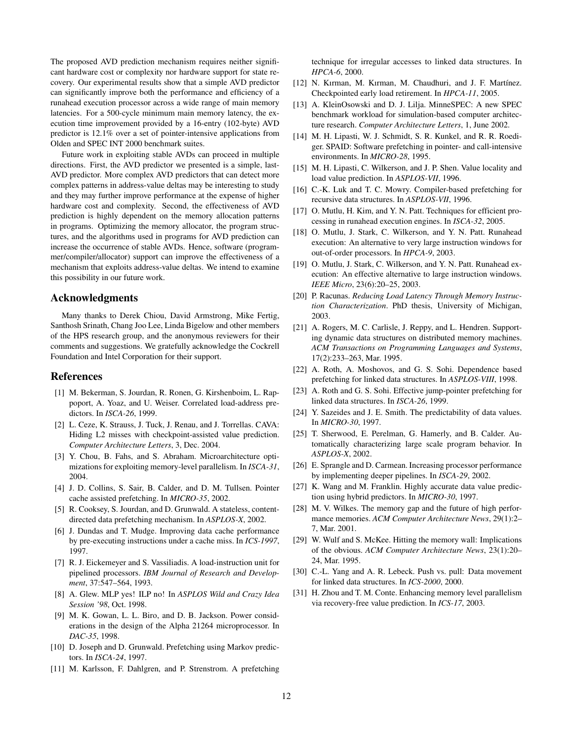The proposed AVD prediction mechanism requires neither significant hardware cost or complexity nor hardware support for state recovery. Our experimental results show that a simple AVD predictor can significantly improve both the performance and efficiency of a runahead execution processor across a wide range of main memory latencies. For a 500-cycle minimum main memory latency, the execution time improvement provided by a 16-entry (102-byte) AVD predictor is 12.1% over a set of pointer-intensive applications from Olden and SPEC INT 2000 benchmark suites.

Future work in exploiting stable AVDs can proceed in multiple directions. First, the AVD predictor we presented is a simple, last-AVD predictor. More complex AVD predictors that can detect more complex patterns in address-value deltas may be interesting to study and they may further improve performance at the expense of higher hardware cost and complexity. Second, the effectiveness of AVD prediction is highly dependent on the memory allocation patterns in programs. Optimizing the memory allocator, the program structures, and the algorithms used in programs for AVD prediction can increase the occurrence of stable AVDs. Hence, software (programmer/compiler/allocator) support can improve the effectiveness of a mechanism that exploits address-value deltas. We intend to examine this possibility in our future work.

## Acknowledgments

Many thanks to Derek Chiou, David Armstrong, Mike Fertig, Santhosh Srinath, Chang Joo Lee, Linda Bigelow and other members of the HPS research group, and the anonymous reviewers for their comments and suggestions. We gratefully acknowledge the Cockrell Foundation and Intel Corporation for their support.

## References

[1] M. Bekerman, S. Jourdan, R. Ronen, G. Kirshenboim, L. Rappoport, A. Yoaz, and U. Weiser. Correlated load-address predictors. In *ISCA-26*, 1999.

[2] L. Ceze, K. Strauss, J. Tuck, J. Renau, and J. Torrellas. CAVA: Hiding L2 misses with checkpoint-assisted value prediction. *Computer Architecture Letters*, 3, Dec. 2004.

[3] Y. Chou, B. Fahs, and S. Abraham. Microarchitecture optimizations for exploiting memory-level parallelism. In *ISCA-31*, 2004.

[4] J. D. Collins, S. Sair, B. Calder, and D. M. Tullsen. Pointer cache assisted prefetching. In *MICRO-35*, 2002.

[5] R. Cooksey, S. Jourdan, and D. Grunwald. A stateless, content-directed data prefetching mechanism. In *ASPLOS-X*, 2002.

[6] J. Dundas and T. Mudge. Improving data cache performance by pre-executing instructions under a cache miss. In *ICS-1997*, 1997.

[7] R. J. Eickemeyer and S. Vassiliadis. A load-instruction unit for pipelined processors. *IBM Journal of Research and Development*, 37:547–564, 1993.

[8] A. Glew. MLP yes! ILP no! In *ASPLOS Wild and Crazy Idea Session '98*, Oct. 1998.

[9] M. K. Gowan, L. L. Biro, and D. B. Jackson. Power considerations in the design of the Alpha 21264 microprocessor. In *DAC-35*, 1998.

[10] D. Joseph and D. Grunwald. Prefetching using Markov predictors. In *ISCA-24*, 1997.

[11] M. Karlsson, F. Dahlgren, and P. Strenstrom. A prefetching technique for irregular accesses to linked data structures. In *HPCA-6*, 2000.

[12] N. Kırman, M. Kırman, M. Chaudhuri, and J. F. Martínez. Checkpointed early load retirement. In *HPCA-11*, 2005.

[13] A. KleinOsowski and D. J. Lilja. MinneSPEC: A new SPEC benchmark workload for simulation-based computer architecture research. *Computer Architecture Letters*, 1, June 2002.

[14] M. H. Lipasti, W. J. Schmidt, S. R. Kunkel, and R. R. Roediger. SPAID: Software prefetching in pointer- and call-intensive environments. In *MICRO-28*, 1995.

[15] M. H. Lipasti, C. Wilkerson, and J. P. Shen. Value locality and load value prediction. In *ASPLOS-VII*, 1996.

[16] C.-K. Luk and T. C. Mowry. Compiler-based prefetching for recursive data structures. In *ASPLOS-VII*, 1996.

[17] O. Mutlu, H. Kim, and Y. N. Patt. Techniques for efficient processing in runahead execution engines. In *ISCA-32*, 2005.

[18] O. Mutlu, J. Stark, C. Wilkerson, and Y. N. Patt. Runahead execution: An alternative to very large instruction windows for out-of-order processors. In *HPCA-9*, 2003.

[19] O. Mutlu, J. Stark, C. Wilkerson, and Y. N. Patt. Runahead execution: An effective alternative to large instruction windows. *IEEE Micro*, 23(6):20–25, 2003.

[20] P. Racunas. *Reducing Load Latency Through Memory Instruction Characterization*. PhD thesis, University of Michigan, 2003.

[21] A. Rogers, M. C. Carlisle, J. Reppy, and L. Hendren. Supporting dynamic data structures on distributed memory machines. *ACM Transactions on Programming Languages and Systems*, 17(2):233–263, Mar. 1995.

[22] A. Roth, A. Moshovos, and G. S. Sohi. Dependence based prefetching for linked data structures. In *ASPLOS-VIII*, 1998.

[23] A. Roth and G. S. Sohi. Effective jump-pointer prefetching for linked data structures. In *ISCA-26*, 1999.

[24] Y. Sazeides and J. E. Smith. The predictability of data values. In *MICRO-30*, 1997.

[25] T. Sherwood, E. Perelman, G. Hamerly, and B. Calder. Automatically characterizing large scale program behavior. In *ASPLOS-X*, 2002.

[26] E. Sprangle and D. Carmean. Increasing processor performance by implementing deeper pipelines. In *ISCA-29*, 2002.

[27] K. Wang and M. Franklin. Highly accurate data value prediction using hybrid predictors. In *MICRO-30*, 1997.

[28] M. V. Wilkes. The memory gap and the future of high performance memories. *ACM Computer Architecture News*, 29(1):2–7, Mar. 2001.

[29] W. Wulf and S. McKee. Hitting the memory wall: Implications of the obvious. *ACM Computer Architecture News*, 23(1):20–24, Mar. 1995.

[30] C.-L. Yang and A. R. Lebeck. Push vs. pull: Data movement for linked data structures. In *ICS-2000*, 2000.

[31] H. Zhou and T. M. Conte. Enhancing memory level parallelism via recovery-free value prediction. In *ICS-17*, 2003.